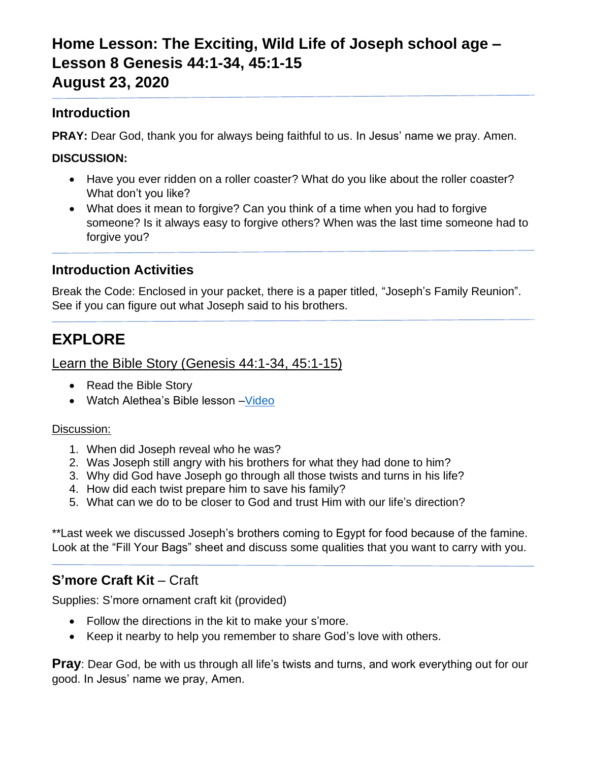# Home Lesson: The Exciting, Wild Life of Joseph school age – Lesson 8 Genesis 44:1-34, 45:1-15 August 23, 2020

## Introduction

**PRAY:** Dear God, thank you for always being faithful to us. In Jesus' name we pray. Amen.

**DISCUSSION:**

- Have you ever ridden on a roller coaster? What do you like about the roller coaster? What don't you like?
- What does it mean to forgive? Can you think of a time when you had to forgive someone? Is it always easy to forgive others? When was the last time someone had to forgive you?

## Introduction Activities

Break the Code: Enclosed in your packet, there is a paper titled, "Joseph's Family Reunion". See if you can figure out what Joseph said to his brothers.

# EXPLORE

Learn the Bible Story (Genesis 44:1-34, 45:1-15)

- Read the Bible Story
- Watch Alethea's Bible lesson –Video

Discussion:

1. When did Joseph reveal who he was?
2. Was Joseph still angry with his brothers for what they had done to him?
3. Why did God have Joseph go through all those twists and turns in his life?
4. How did each twist prepare him to save his family?
5. What can we do to be closer to God and trust Him with our life's direction?

**Last week we discussed Joseph's brothers coming to Egypt for food because of the famine. Look at the "Fill Your Bags" sheet and discuss some qualities that you want to carry with you.

## S'more Craft Kit – Craft

Supplies: S'more ornament craft kit (provided)

- Follow the directions in the kit to make your s'more.
- Keep it nearby to help you remember to share God's love with others.

**Pray**: Dear God, be with us through all life's twists and turns, and work everything out for our good. In Jesus' name we pray, Amen.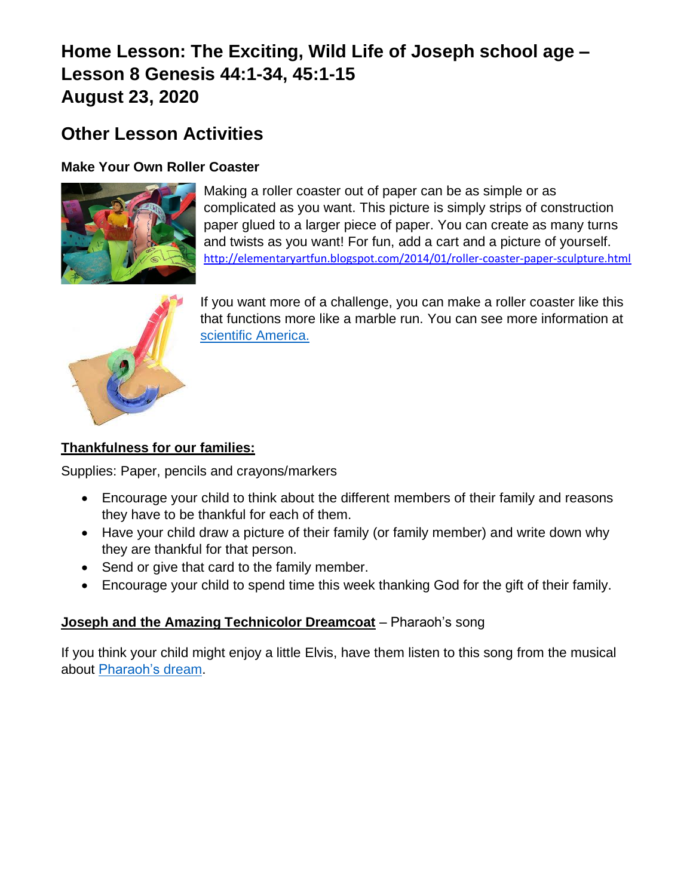# Home Lesson: The Exciting, Wild Life of Joseph school age – Lesson 8 Genesis 44:1-34, 45:1-15
# August 23, 2020

## Other Lesson Activities

### Make Your Own Roller Coaster

Making a roller coaster out of paper can be as simple or as complicated as you want. This picture is simply strips of construction paper glued to a larger piece of paper. You can create as many turns and twists as you want! For fun, add a cart and a picture of yourself. http://elementaryartfun.blogspot.com/2014/01/roller-coaster-paper-sculpture.html

If you want more of a challenge, you can make a roller coaster like this that functions more like a marble run. You can see more information at scientific America.

**Thankfulness for our families:**

Supplies: Paper, pencils and crayons/markers

- Encourage your child to think about the different members of their family and reasons they have to be thankful for each of them.
- Have your child draw a picture of their family (or family member) and write down why they are thankful for that person.
- Send or give that card to the family member.
- Encourage your child to spend time this week thanking God for the gift of their family.

**Joseph and the Amazing Technicolor Dreamcoat** – Pharaoh's song

If you think your child might enjoy a little Elvis, have them listen to this song from the musical about Pharaoh's dream.